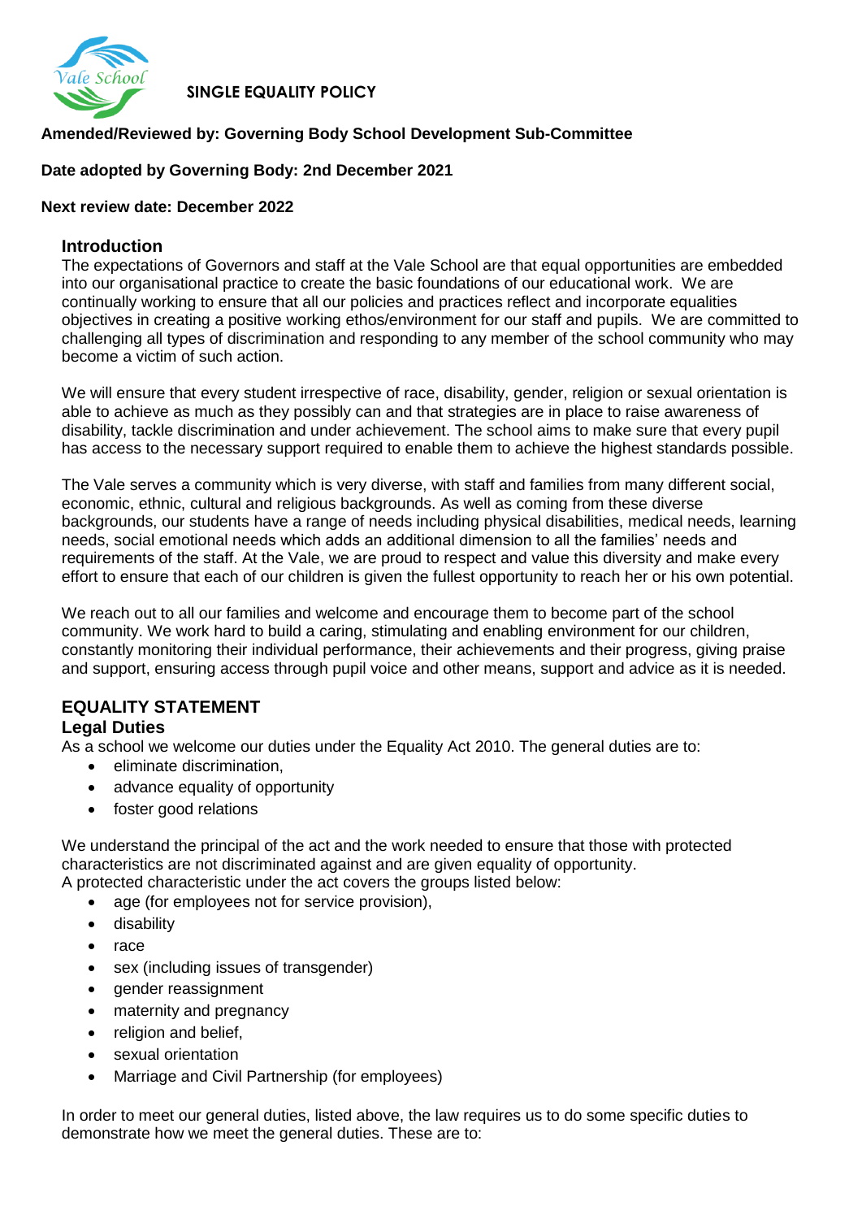# SINGLE EQUALITY POLICY

**Amended/Reviewed by: Governing Body School Development Sub-Committee**

**Date adopted by Governing Body: 2nd December 2021**

**Next review date: December 2022**

## Introduction

The expectations of Governors and staff at the Vale School are that equal opportunities are embedded into our organisational practice to create the basic foundations of our educational work. We are continually working to ensure that all our policies and practices reflect and incorporate equalities objectives in creating a positive working ethos/environment for our staff and pupils. We are committed to challenging all types of discrimination and responding to any member of the school community who may become a victim of such action.

We will ensure that every student irrespective of race, disability, gender, religion or sexual orientation is able to achieve as much as they possibly can and that strategies are in place to raise awareness of disability, tackle discrimination and under achievement. The school aims to make sure that every pupil has access to the necessary support required to enable them to achieve the highest standards possible.

The Vale serves a community which is very diverse, with staff and families from many different social, economic, ethnic, cultural and religious backgrounds. As well as coming from these diverse backgrounds, our students have a range of needs including physical disabilities, medical needs, learning needs, social emotional needs which adds an additional dimension to all the families' needs and requirements of the staff. At the Vale, we are proud to respect and value this diversity and make every effort to ensure that each of our children is given the fullest opportunity to reach her or his own potential.

We reach out to all our families and welcome and encourage them to become part of the school community. We work hard to build a caring, stimulating and enabling environment for our children, constantly monitoring their individual performance, their achievements and their progress, giving praise and support, ensuring access through pupil voice and other means, support and advice as it is needed.

## EQUALITY STATEMENT

### Legal Duties

As a school we welcome our duties under the Equality Act 2010. The general duties are to:

- eliminate discrimination,
- advance equality of opportunity
- foster good relations

We understand the principal of the act and the work needed to ensure that those with protected characteristics are not discriminated against and are given equality of opportunity.
A protected characteristic under the act covers the groups listed below:

- age (for employees not for service provision),
- disability
- race
- sex (including issues of transgender)
- gender reassignment
- maternity and pregnancy
- religion and belief,
- sexual orientation
- Marriage and Civil Partnership (for employees)

In order to meet our general duties, listed above, the law requires us to do some specific duties to demonstrate how we meet the general duties. These are to: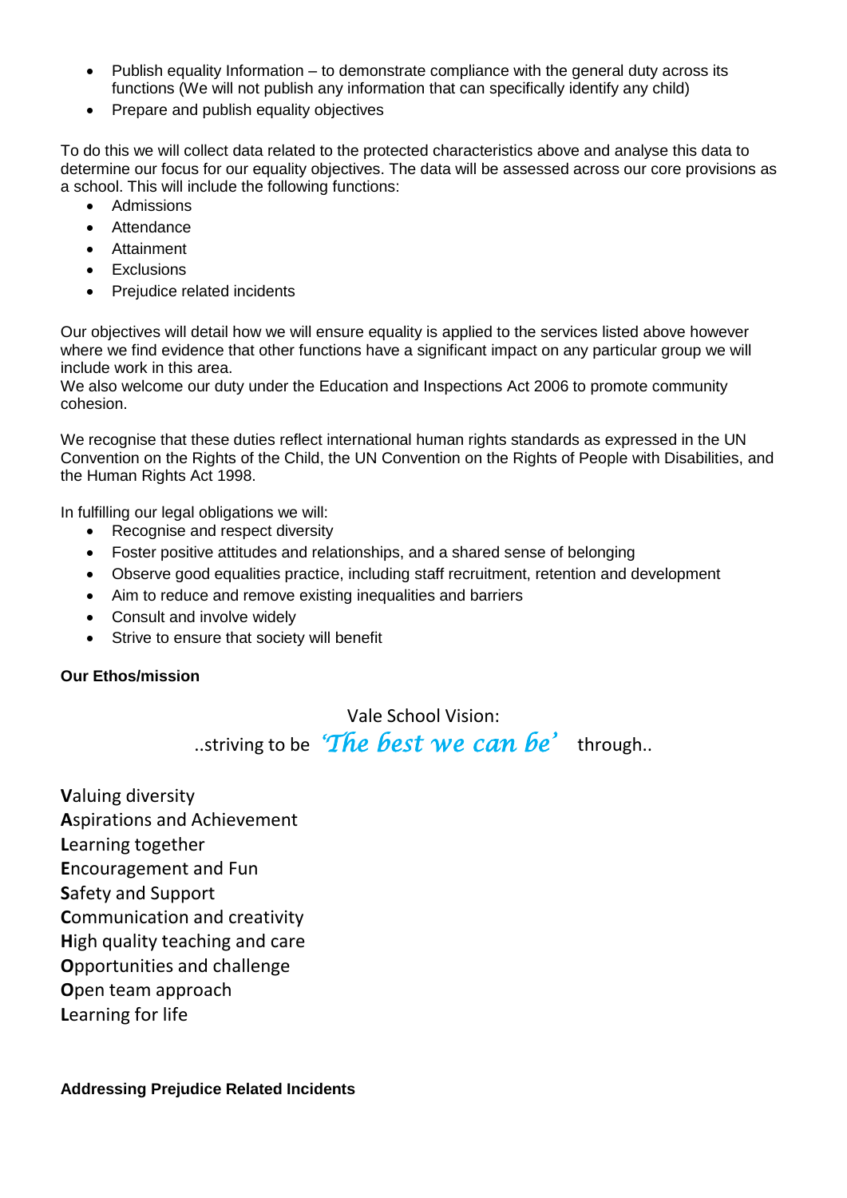- Publish equality Information – to demonstrate compliance with the general duty across its functions (We will not publish any information that can specifically identify any child)
- Prepare and publish equality objectives

To do this we will collect data related to the protected characteristics above and analyse this data to determine our focus for our equality objectives. The data will be assessed across our core provisions as a school. This will include the following functions:

- Admissions
- Attendance
- Attainment
- Exclusions
- Prejudice related incidents

Our objectives will detail how we will ensure equality is applied to the services listed above however where we find evidence that other functions have a significant impact on any particular group we will include work in this area.

We also welcome our duty under the Education and Inspections Act 2006 to promote community cohesion.

We recognise that these duties reflect international human rights standards as expressed in the UN Convention on the Rights of the Child, the UN Convention on the Rights of People with Disabilities, and the Human Rights Act 1998.

In fulfilling our legal obligations we will:

- Recognise and respect diversity
- Foster positive attitudes and relationships, and a shared sense of belonging
- Observe good equalities practice, including staff recruitment, retention and development
- Aim to reduce and remove existing inequalities and barriers
- Consult and involve widely
- Strive to ensure that society will benefit

**Our Ethos/mission**

Vale School Vision:

..striving to be *'The best we can be'* through..

**V**aluing diversity
**A**spirations and Achievement
**L**earning together
**E**ncouragement and Fun
**S**afety and Support
**C**ommunication and creativity
**H**igh quality teaching and care
**O**pportunities and challenge
**O**pen team approach
**L**earning for life

**Addressing Prejudice Related Incidents**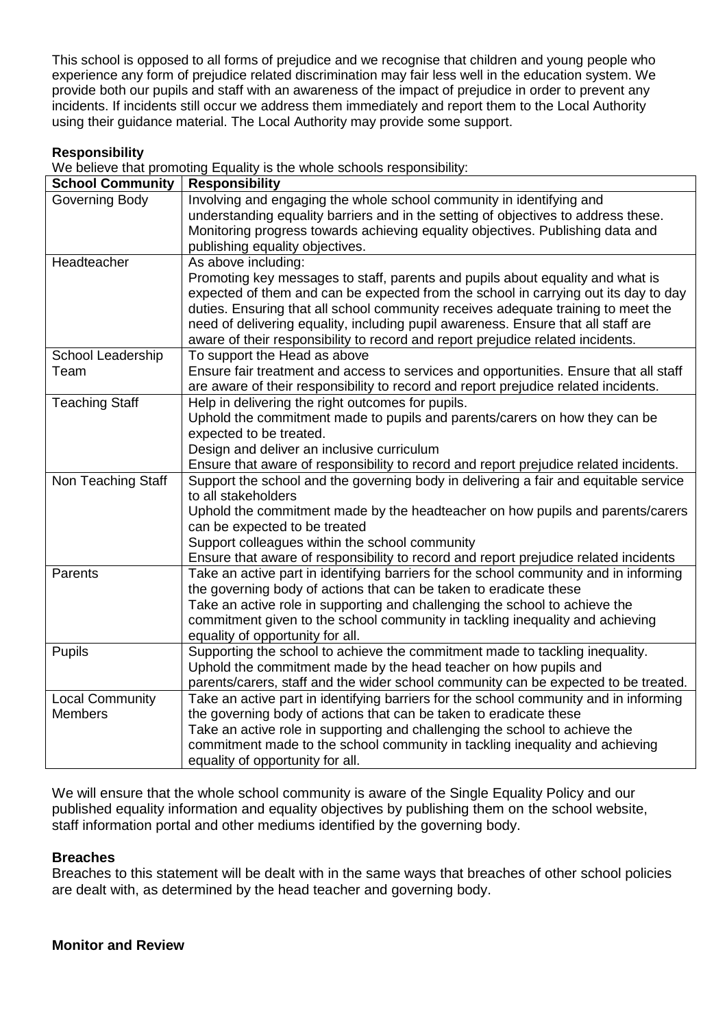This school is opposed to all forms of prejudice and we recognise that children and young people who experience any form of prejudice related discrimination may fair less well in the education system. We provide both our pupils and staff with an awareness of the impact of prejudice in order to prevent any incidents. If incidents still occur we address them immediately and report them to the Local Authority using their guidance material. The Local Authority may provide some support.

**Responsibility**

We believe that promoting Equality is the whole schools responsibility:

| School Community | Responsibility |
|---|---|
| Governing Body | Involving and engaging the whole school community in identifying and understanding equality barriers and in the setting of objectives to address these. Monitoring progress towards achieving equality objectives. Publishing data and publishing equality objectives. |
| Headteacher | As above including:<br>Promoting key messages to staff, parents and pupils about equality and what is expected of them and can be expected from the school in carrying out its day to day duties. Ensuring that all school community receives adequate training to meet the need of delivering equality, including pupil awareness. Ensure that all staff are aware of their responsibility to record and report prejudice related incidents. |
| School Leadership Team | To support the Head as above<br>Ensure fair treatment and access to services and opportunities. Ensure that all staff are aware of their responsibility to record and report prejudice related incidents. |
| Teaching Staff | Help in delivering the right outcomes for pupils.<br>Uphold the commitment made to pupils and parents/carers on how they can be expected to be treated.<br>Design and deliver an inclusive curriculum<br>Ensure that aware of responsibility to record and report prejudice related incidents. |
| Non Teaching Staff | Support the school and the governing body in delivering a fair and equitable service to all stakeholders<br>Uphold the commitment made by the headteacher on how pupils and parents/carers can be expected to be treated<br>Support colleagues within the school community<br>Ensure that aware of responsibility to record and report prejudice related incidents |
| Parents | Take an active part in identifying barriers for the school community and in informing the governing body of actions that can be taken to eradicate these<br>Take an active role in supporting and challenging the school to achieve the commitment given to the school community in tackling inequality and achieving equality of opportunity for all. |
| Pupils | Supporting the school to achieve the commitment made to tackling inequality.<br>Uphold the commitment made by the head teacher on how pupils and parents/carers, staff and the wider school community can be expected to be treated. |
| Local Community Members | Take an active part in identifying barriers for the school community and in informing the governing body of actions that can be taken to eradicate these<br>Take an active role in supporting and challenging the school to achieve the commitment made to the school community in tackling inequality and achieving equality of opportunity for all. |

We will ensure that the whole school community is aware of the Single Equality Policy and our published equality information and equality objectives by publishing them on the school website, staff information portal and other mediums identified by the governing body.

**Breaches**

Breaches to this statement will be dealt with in the same ways that breaches of other school policies are dealt with, as determined by the head teacher and governing body.

**Monitor and Review**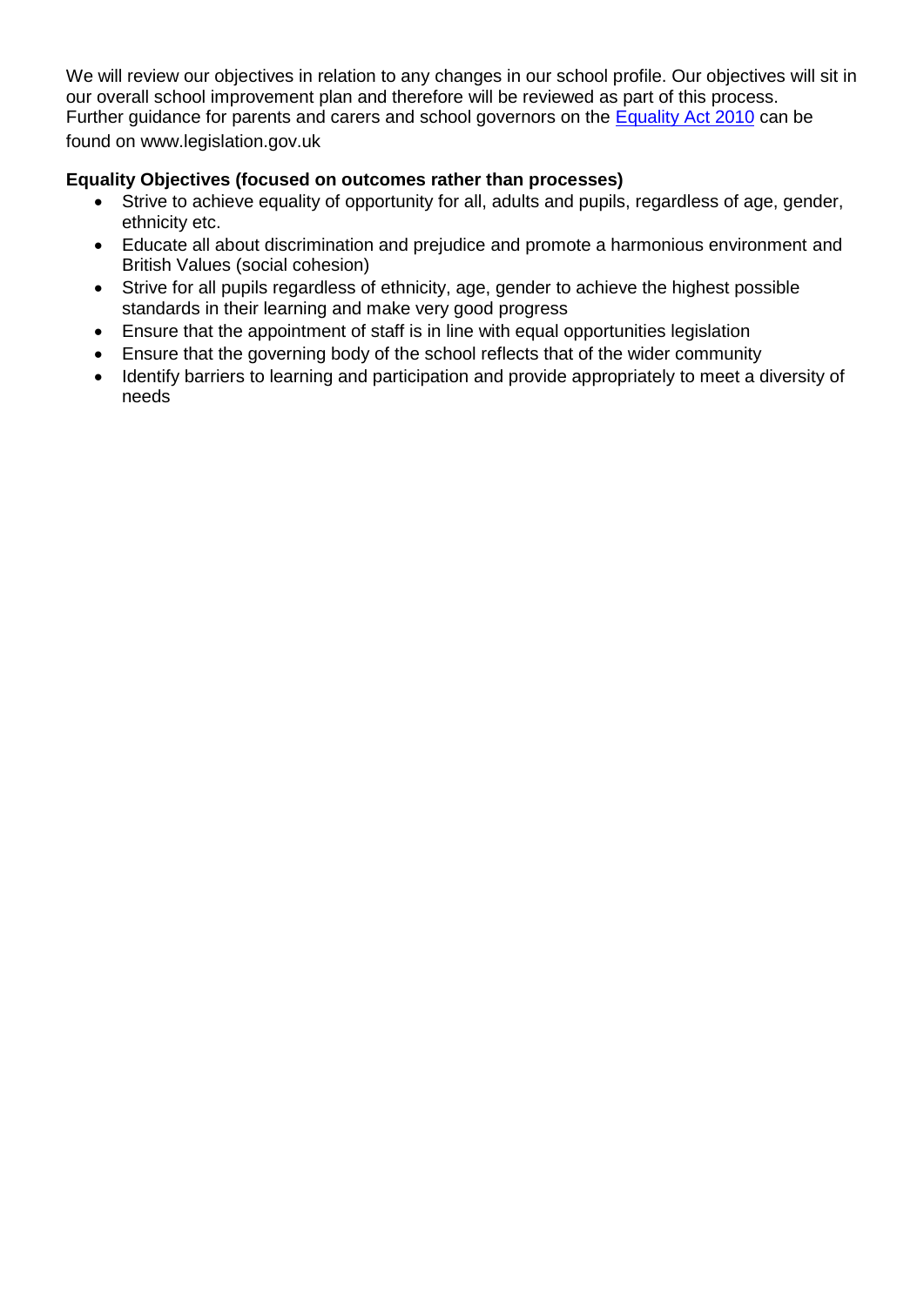We will review our objectives in relation to any changes in our school profile. Our objectives will sit in our overall school improvement plan and therefore will be reviewed as part of this process.
Further guidance for parents and carers and school governors on the [Equality Act 2010](http://www.legislation.gov.uk) can be found on www.legislation.gov.uk

**Equality Objectives (focused on outcomes rather than processes)**

- Strive to achieve equality of opportunity for all, adults and pupils, regardless of age, gender, ethnicity etc.
- Educate all about discrimination and prejudice and promote a harmonious environment and British Values (social cohesion)
- Strive for all pupils regardless of ethnicity, age, gender to achieve the highest possible standards in their learning and make very good progress
- Ensure that the appointment of staff is in line with equal opportunities legislation
- Ensure that the governing body of the school reflects that of the wider community
- Identify barriers to learning and participation and provide appropriately to meet a diversity of needs